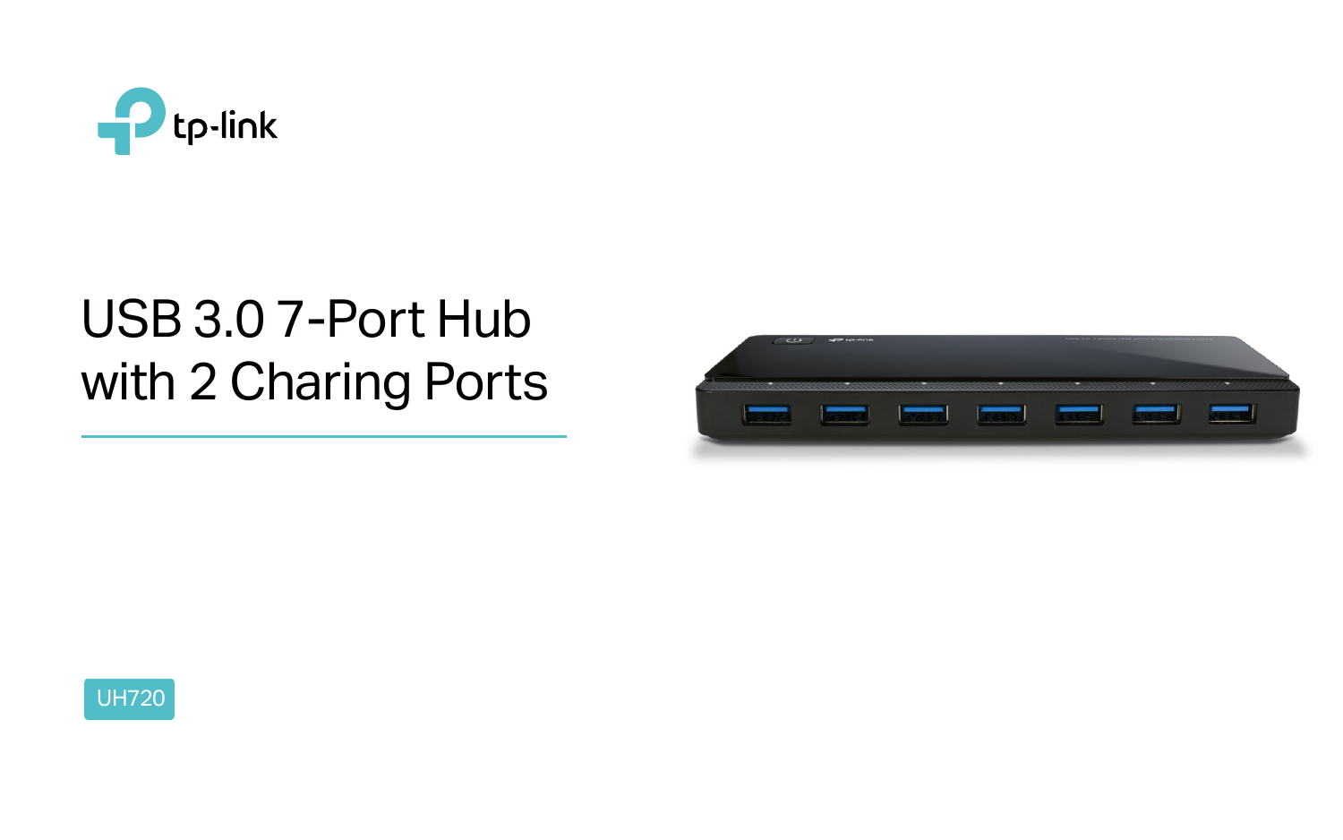tp-link

# USB 3.0 7-Port Hub with 2 Charing Ports

UH720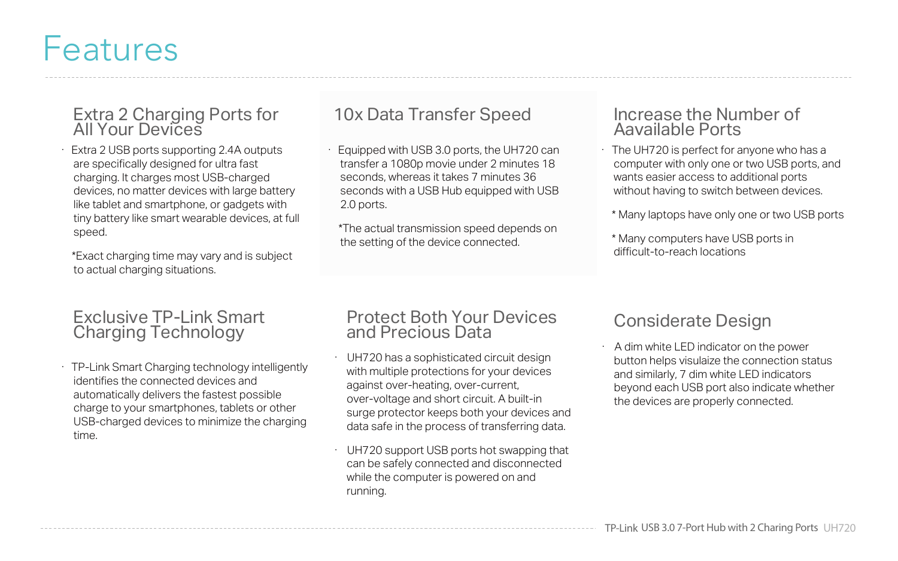# Features

## Extra 2 Charging Ports for All Your Devices

- Extra 2 USB ports supporting 2.4A outputs are specifically designed for ultra fast charging. It charges most USB-charged devices, no matter devices with large battery like tablet and smartphone, or gadgets with tiny battery like smart wearable devices, at full speed.

*Exact charging time may vary and is subject to actual charging situations.

## 10x Data Transfer Speed

- Equipped with USB 3.0 ports, the UH720 can transfer a 1080p movie under 2 minutes 18 seconds, whereas it takes 7 minutes 36 seconds with a USB Hub equipped with USB 2.0 ports.

*The actual transmission speed depends on the setting of the device connected.

## Increase the Number of Aavailable Ports

- The UH720 is perfect for anyone who has a computer with only one or two USB ports, and wants easier access to additional ports without having to switch between devices.

* Many laptops have only one or two USB ports

* Many computers have USB ports in difficult-to-reach locations

## Exclusive TP-Link Smart Charging Technology

- TP-Link Smart Charging technology intelligently identifies the connected devices and automatically delivers the fastest possible charge to your smartphones, tablets or other USB-charged devices to minimize the charging time.

## Protect Both Your Devices and Precious Data

- UH720 has a sophisticated circuit design with multiple protections for your devices against over-heating, over-current, over-voltage and short circuit. A built-in surge protector keeps both your devices and data safe in the process of transferring data.
- UH720 support USB ports hot swapping that can be safely connected and disconnected while the computer is powered on and running.

## Considerate Design

- A dim white LED indicator on the power button helps visulaize the connection status and similarly, 7 dim white LED indicators beyond each USB port also indicate whether the devices are properly connected.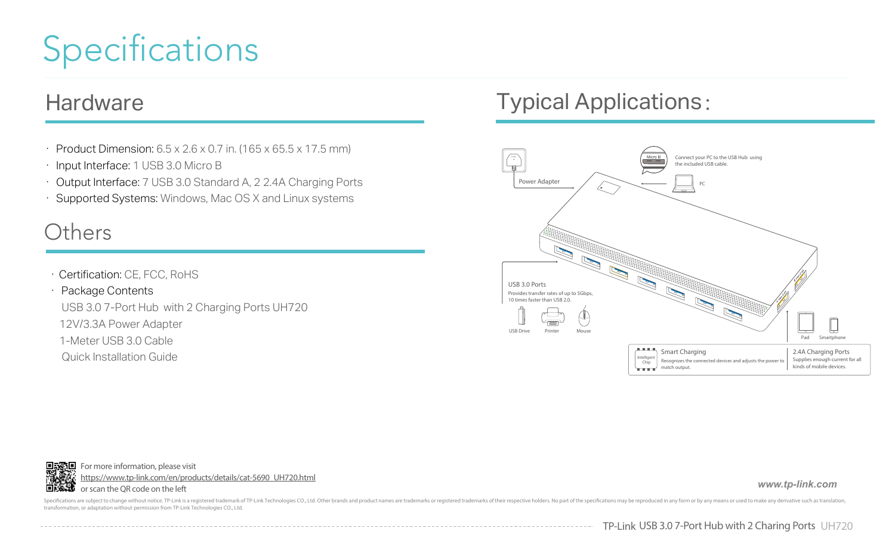# Specifications

## Hardware

- Product Dimension: 6.5 x 2.6 x 0.7 in. (165 x 65.5 x 17.5 mm)
- Input Interface: 1 USB 3.0 Micro B
- Output Interface: 7 USB 3.0 Standard A, 2 2.4A Charging Ports
- Supported Systems: Windows, Mac OS X and Linux systems

## Others

- Certification: CE, FCC, RoHS
- Package Contents
  USB 3.0 7-Port Hub with 2 Charging Ports UH720
  12V/3.3A Power Adapter
  1-Meter USB 3.0 Cable
  Quick Installation Guide

## Typical Applications:

Power Adapter

Micro B

Connect your PC to the USB Hub using the included USB cable.

PC

USB 3.0 Ports

Provides transfer rates of up to 5Gbps, 10 times faster than USB 2.0.

USB Drive

Printer

Mouse

Pad

Smartphone

Intelligent Chip

Smart Charging

Recognizes the connected devices and adjusts the power to match output.

2.4A Charging Ports

Supplies enough current for all kinds of mobile devices.

For more information, please visit
https://www.tp-link.com/en/products/details/cat-5690_UH720.html
or scan the QR code on the left

www.tp-link.com

Specifications are subject to change without notice. TP-Link is a registered trademark of TP-Link Technologies CO., Ltd. Other brands and product names are trademarks or registered trademarks of their respective holders. No part of the specifications may be reproduced in any form or by any means or used to make any derivative such as translation, transformation, or adaptation without permission from TP-Link Technologies CO., Ltd.